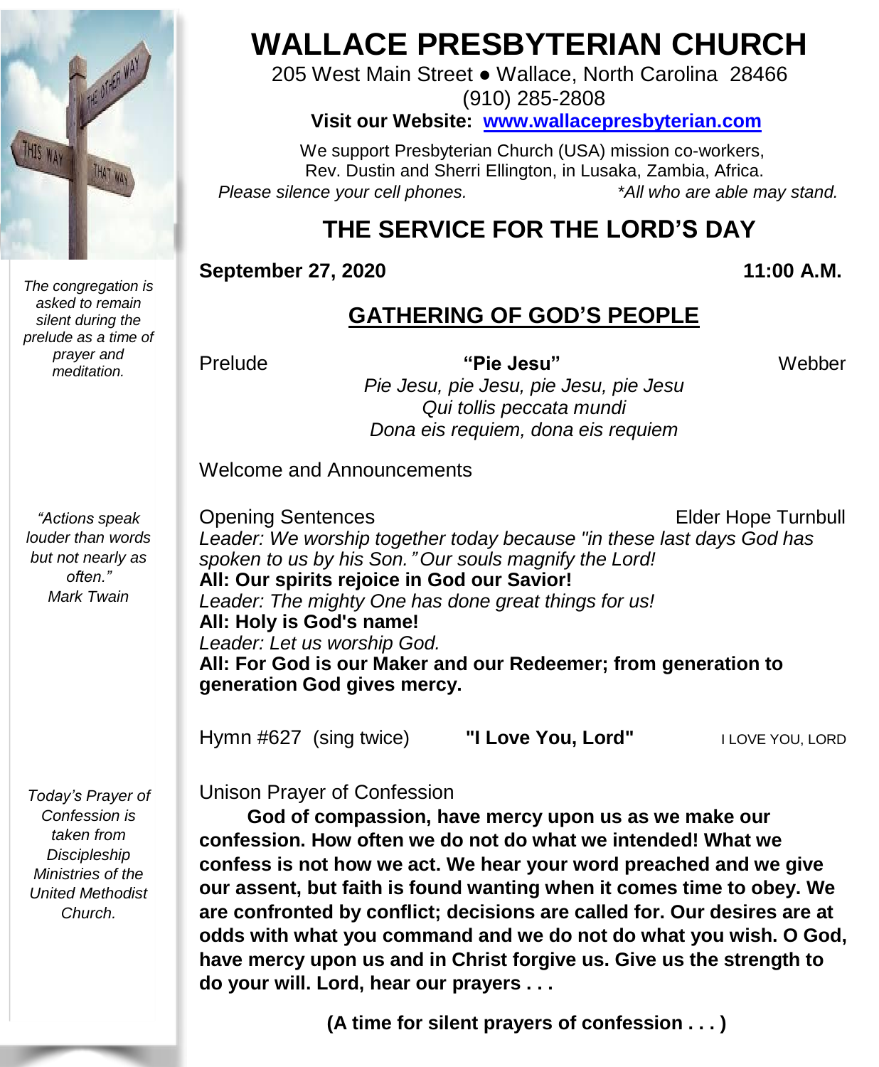# WALLACE PRESBYTERIAN CHURCH

205 West Main Street ● Wallace, North Carolina 28466
(910) 285-2808

**Visit our Website: www.wallacepresbyterian.com**

We support Presbyterian Church (USA) mission co-workers, Rev. Dustin and Sherri Ellington, in Lusaka, Zambia, Africa.

*Please silence your cell phones.* *\*All who are able may stand.*

## THE SERVICE FOR THE LORD'S DAY

**September 27, 2020** **11:00 A.M.**

### GATHERING OF GOD'S PEOPLE

*The congregation is asked to remain silent during the prelude as a time of prayer and meditation.*

Prelude **"Pie Jesu"** Webber

*Pie Jesu, pie Jesu, pie Jesu, pie Jesu*
*Qui tollis peccata mundi*
*Dona eis requiem, dona eis requiem*

Welcome and Announcements

*"Actions speak louder than words but not nearly as often."*
*Mark Twain*

Opening Sentences Elder Hope Turnbull

*Leader: We worship together today because "in these last days God has spoken to us by his Son." Our souls magnify the Lord!*
**All: Our spirits rejoice in God our Savior!**
*Leader: The mighty One has done great things for us!*
**All: Holy is God's name!**
*Leader: Let us worship God.*
**All: For God is our Maker and our Redeemer; from generation to generation God gives mercy.**

Hymn #627 (sing twice) **"I Love You, Lord"** I LOVE YOU, LORD

*Today's Prayer of Confession is taken from Discipleship Ministries of the United Methodist Church.*

Unison Prayer of Confession

**God of compassion, have mercy upon us as we make our confession. How often we do not do what we intended! What we confess is not how we act. We hear your word preached and we give our assent, but faith is found wanting when it comes time to obey. We are confronted by conflict; decisions are called for. Our desires are at odds with what you command and we do not do what you wish. O God, have mercy upon us and in Christ forgive us. Give us the strength to do your will. Lord, hear our prayers . . .**

**(A time for silent prayers of confession . . . )**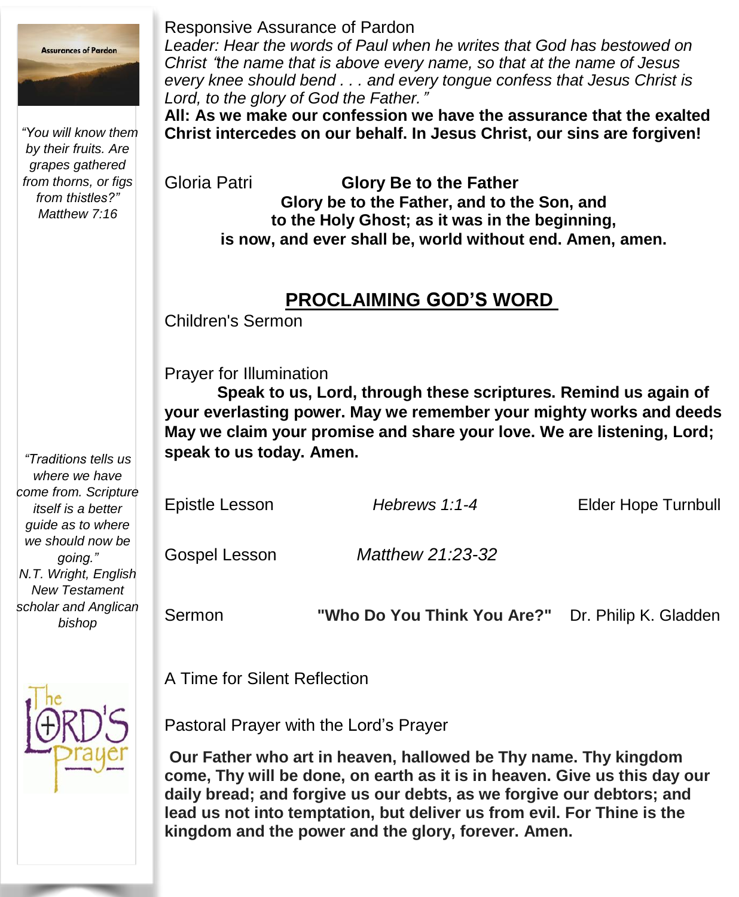*"You will know them by their fruits. Are grapes gathered from thorns, or figs from thistles?" Matthew 7:16*

*"Traditions tells us where we have come from. Scripture itself is a better guide as to where we should now be going." N.T. Wright, English New Testament scholar and Anglican bishop*

Responsive Assurance of Pardon

*Leader: Hear the words of Paul when he writes that God has bestowed on Christ "the name that is above every name, so that at the name of Jesus every knee should bend . . . and every tongue confess that Jesus Christ is Lord, to the glory of God the Father."*

**All: As we make our confession we have the assurance that the exalted Christ intercedes on our behalf. In Jesus Christ, our sins are forgiven!**

Gloria Patri **Glory Be to the Father**

**Glory be to the Father, and to the Son, and to the Holy Ghost; as it was in the beginning, is now, and ever shall be, world without end. Amen, amen.**

## PROCLAIMING GOD'S WORD

Children's Sermon

Prayer for Illumination

**Speak to us, Lord, through these scriptures. Remind us again of your everlasting power. May we remember your mighty works and deeds May we claim your promise and share your love. We are listening, Lord; speak to us today. Amen.**

Epistle Lesson *Hebrews 1:1-4* Elder Hope Turnbull

Gospel Lesson *Matthew 21:23-32*

Sermon **"Who Do You Think You Are?"** Dr. Philip K. Gladden

A Time for Silent Reflection

Pastoral Prayer with the Lord's Prayer

**Our Father who art in heaven, hallowed be Thy name. Thy kingdom come, Thy will be done, on earth as it is in heaven. Give us this day our daily bread; and forgive us our debts, as we forgive our debtors; and lead us not into temptation, but deliver us from evil. For Thine is the kingdom and the power and the glory, forever. Amen.**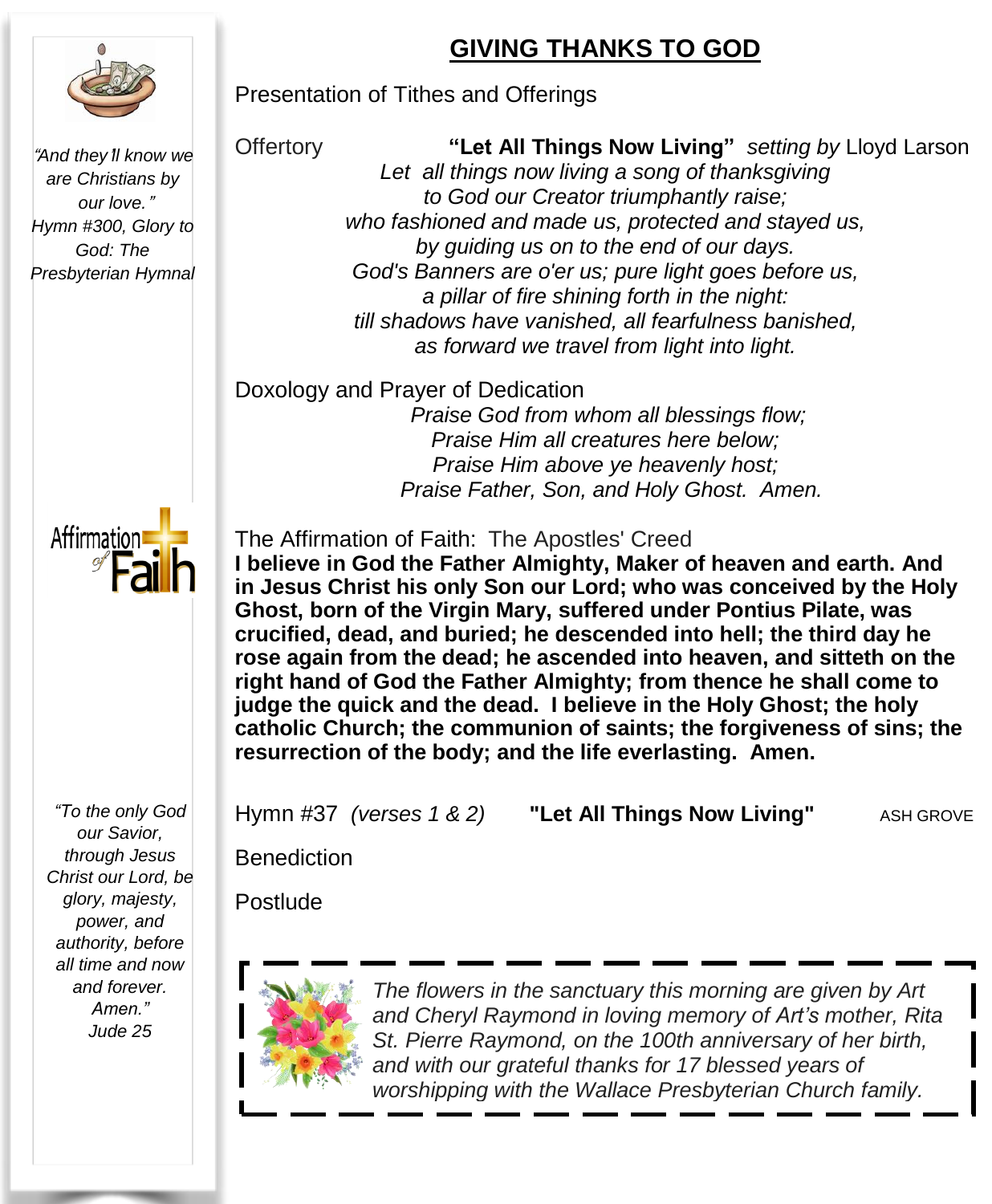# GIVING THANKS TO GOD

Presentation of Tithes and Offerings

Offertory **"Let All Things Now Living"** *setting by* Lloyd Larson

*Let all things now living a song of thanksgiving*
*to God our Creator triumphantly raise;*
*who fashioned and made us, protected and stayed us,*
*by guiding us on to the end of our days.*
*God's Banners are o'er us; pure light goes before us,*
*a pillar of fire shining forth in the night:*
*till shadows have vanished, all fearfulness banished,*
*as forward we travel from light into light.*

Doxology and Prayer of Dedication

*Praise God from whom all blessings flow;*
*Praise Him all creatures here below;*
*Praise Him above ye heavenly host;*
*Praise Father, Son, and Holy Ghost. Amen.*

The Affirmation of Faith: The Apostles' Creed

**I believe in God the Father Almighty, Maker of heaven and earth. And in Jesus Christ his only Son our Lord; who was conceived by the Holy Ghost, born of the Virgin Mary, suffered under Pontius Pilate, was crucified, dead, and buried; he descended into hell; the third day he rose again from the dead; he ascended into heaven, and sitteth on the right hand of God the Father Almighty; from thence he shall come to judge the quick and the dead. I believe in the Holy Ghost; the holy catholic Church; the communion of saints; the forgiveness of sins; the resurrection of the body; and the life everlasting. Amen.**

Hymn #37 *(verses 1 & 2)* **"Let All Things Now Living"** ASH GROVE

Benediction

Postlude

*The flowers in the sanctuary this morning are given by Art and Cheryl Raymond in loving memory of Art's mother, Rita St. Pierre Raymond, on the 100th anniversary of her birth, and with our grateful thanks for 17 blessed years of worshipping with the Wallace Presbyterian Church family.*

*"And they'll know we are Christians by our love."*
*Hymn #300, Glory to God: The Presbyterian Hymnal*

Affirmation of Faith

*"To the only God our Savior, through Jesus Christ our Lord, be glory, majesty, power, and authority, before all time and now and forever. Amen."*
*Jude 25*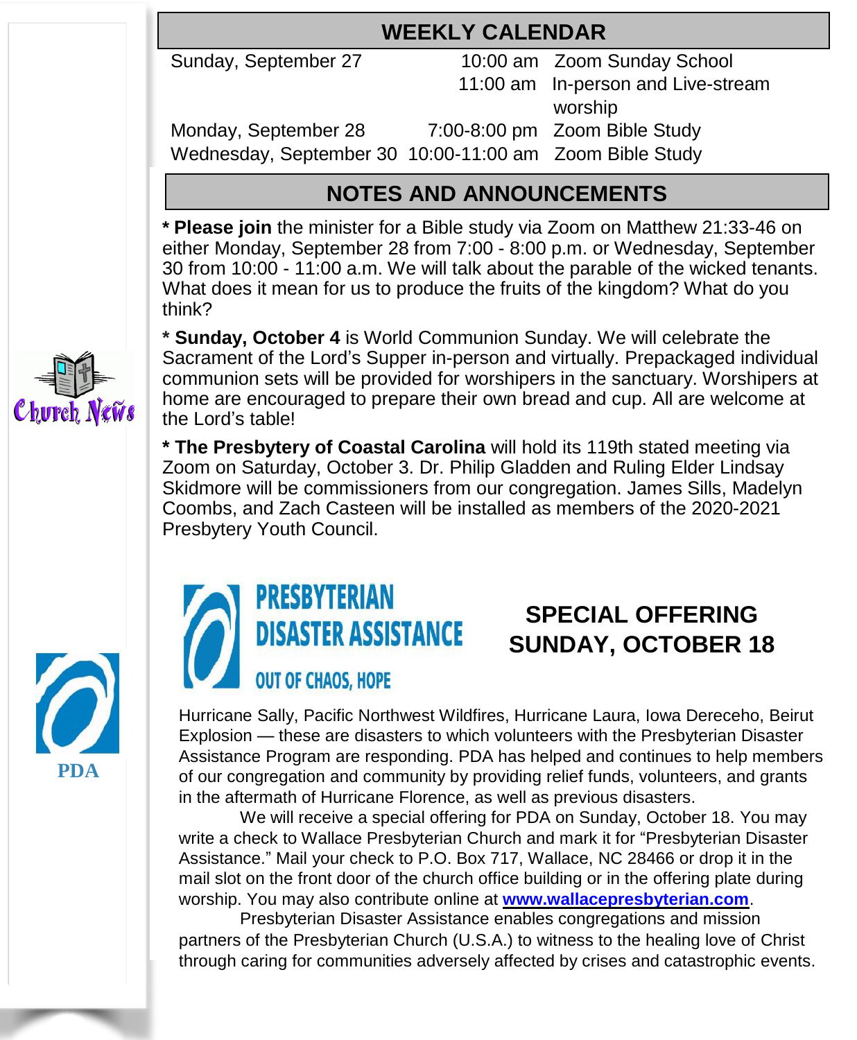## WEEKLY CALENDAR

| | | |
|---|---|---|
| Sunday, September 27 | 10:00 am | Zoom Sunday School |
| | 11:00 am | In-person and Live-stream worship |
| Monday, September 28 | 7:00-8:00 pm | Zoom Bible Study |
| Wednesday, September 30 | 10:00-11:00 am | Zoom Bible Study |

## NOTES AND ANNOUNCEMENTS

Church News

* **Please join** the minister for a Bible study via Zoom on Matthew 21:33-46 on either Monday, September 28 from 7:00 - 8:00 p.m. or Wednesday, September 30 from 10:00 - 11:00 a.m. We will talk about the parable of the wicked tenants. What does it mean for us to produce the fruits of the kingdom? What do you think?

* **Sunday, October 4** is World Communion Sunday. We will celebrate the Sacrament of the Lord's Supper in-person and virtually. Prepackaged individual communion sets will be provided for worshipers in the sanctuary. Worshipers at home are encouraged to prepare their own bread and cup. All are welcome at the Lord's table!

* **The Presbytery of Coastal Carolina** will hold its 119th stated meeting via Zoom on Saturday, October 3. Dr. Philip Gladden and Ruling Elder Lindsay Skidmore will be commissioners from our congregation. James Sills, Madelyn Coombs, and Zach Casteen will be installed as members of the 2020-2021 Presbytery Youth Council.

PRESBYTERIAN DISASTER ASSISTANCE

OUT OF CHAOS, HOPE

PDA

## SPECIAL OFFERING SUNDAY, OCTOBER 18

Hurricane Sally, Pacific Northwest Wildfires, Hurricane Laura, Iowa Dereceho, Beirut Explosion — these are disasters to which volunteers with the Presbyterian Disaster Assistance Program are responding. PDA has helped and continues to help members of our congregation and community by providing relief funds, volunteers, and grants in the aftermath of Hurricane Florence, as well as previous disasters.

We will receive a special offering for PDA on Sunday, October 18. You may write a check to Wallace Presbyterian Church and mark it for "Presbyterian Disaster Assistance." Mail your check to P.O. Box 717, Wallace, NC 28466 or drop it in the mail slot on the front door of the church office building or in the offering plate during worship. You may also contribute online at **www.wallacepresbyterian.com**.

Presbyterian Disaster Assistance enables congregations and mission partners of the Presbyterian Church (U.S.A.) to witness to the healing love of Christ through caring for communities adversely affected by crises and catastrophic events.